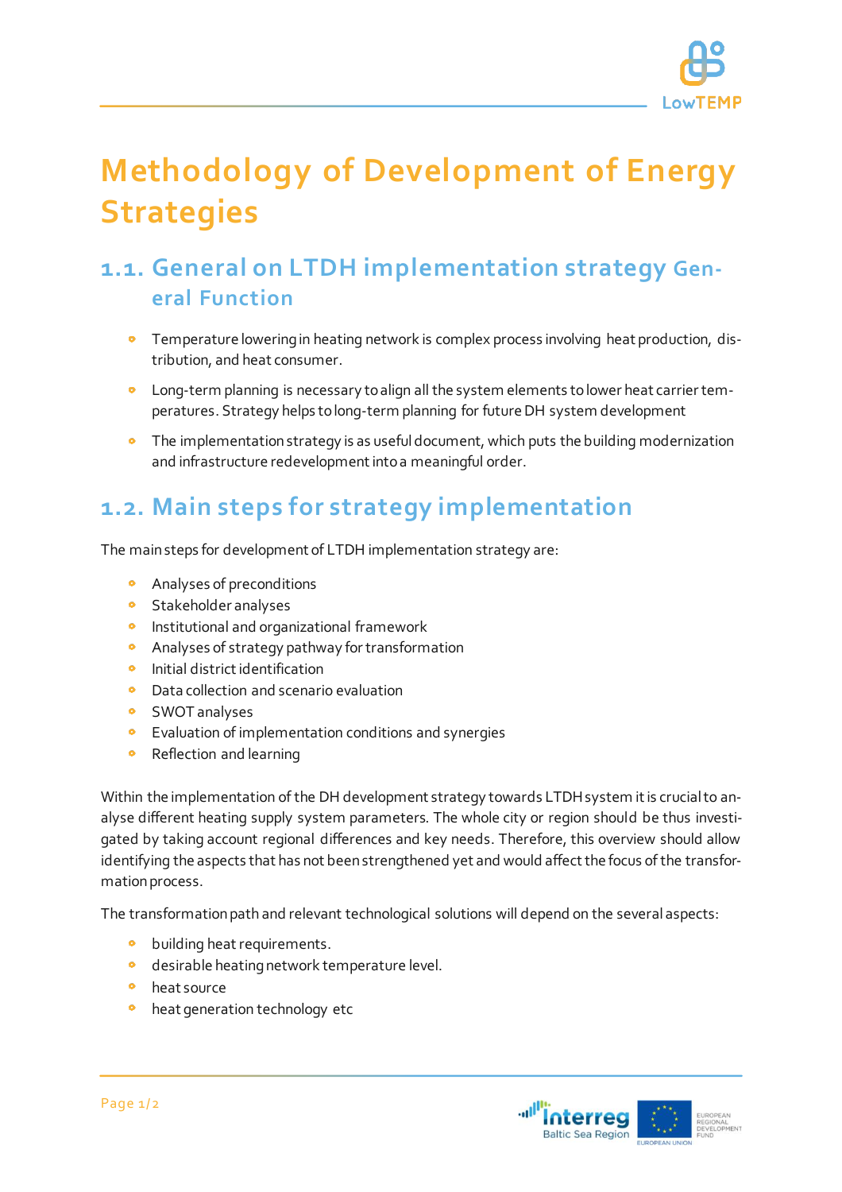# Methodology of Development of Energy Strategies

## 1.1. General on LTDH implementation strategy General Function

- Temperature lowering in heating network is complex process involving heat production, distribution, and heat consumer.
- Long-term planning is necessary to align all the system elements to lower heat carrier temperatures. Strategy helps to long-term planning for future DH system development
- The implementation strategy is as useful document, which puts the building modernization and infrastructure redevelopment into a meaningful order.

## 1.2. Main steps for strategy implementation

The main steps for development of LTDH implementation strategy are:

- Analyses of preconditions
- Stakeholder analyses
- Institutional and organizational framework
- Analyses of strategy pathway for transformation
- Initial district identification
- Data collection and scenario evaluation
- SWOT analyses
- Evaluation of implementation conditions and synergies
- Reflection and learning

Within the implementation of the DH development strategy towards LTDH system it is crucial to analyse different heating supply system parameters. The whole city or region should be thus investigated by taking account regional differences and key needs. Therefore, this overview should allow identifying the aspects that has not been strengthened yet and would affect the focus of the transformation process.

The transformation path and relevant technological solutions will depend on the several aspects:

- building heat requirements.
- desirable heating network temperature level.
- heat source
- heat generation technology etc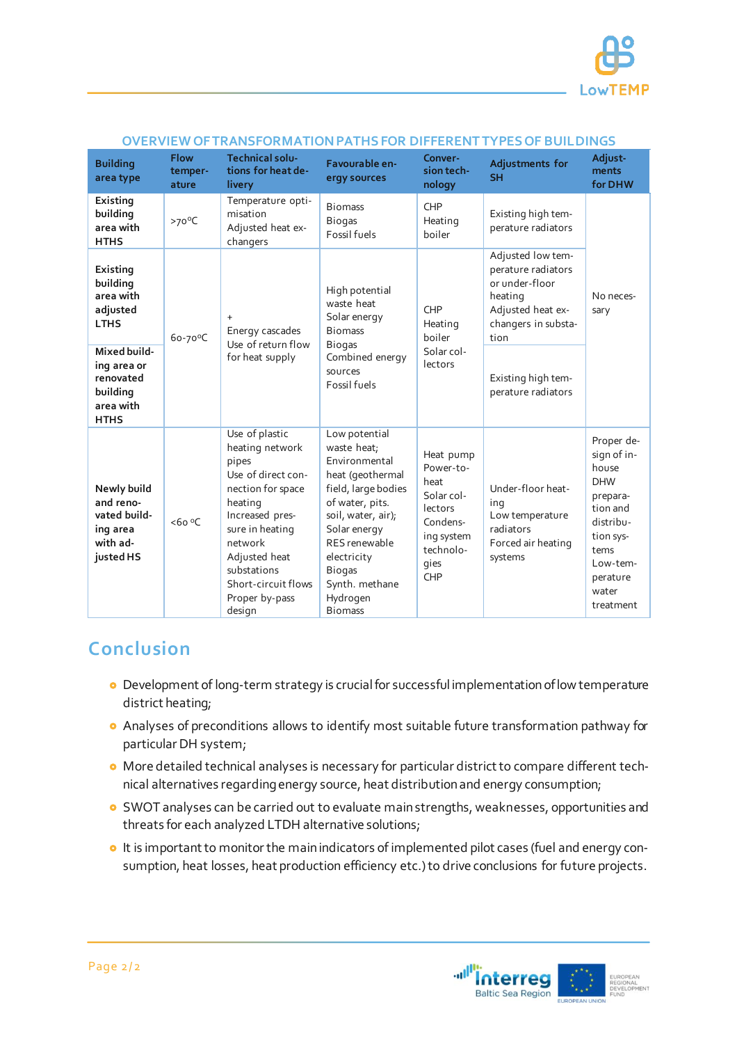## OVERVIEW OF TRANSFORMATION PATHS FOR DIFFERENT TYPES OF BUILDINGS

| Building area type | Flow temperature | Technical solutions for heat delivery | Favourable energy sources | Conversion technology | Adjustments for SH | Adjustments for DHW |
|---|---|---|---|---|---|---|
| Existing building area with HTHS | >70°C | Temperature optimisation<br>Adjusted heat exchangers | Biomass<br>Biogas<br>Fossil fuels | CHP<br>Heating boiler | Existing high temperature radiators | No necessary |
| Existing building area with adjusted LTHS | 60-70°C | +<br>Energy cascades<br>Use of return flow for heat supply | High potential waste heat<br>Solar energy<br>Biomass<br>Biogas<br>Combined energy sources<br>Fossil fuels | CHP<br>Heating boiler<br>Solar collectors | Adjusted low temperature radiators or under-floor heating<br>Adjusted heat exchangers in substation | |
| Mixed building area or renovated building area with HTHS | | | | | Existing high temperature radiators | |
| Newly build and renovated building area with adjusted HS | <60 °C | Use of plastic heating network pipes<br>Use of direct connection for space heating<br>Increased pressure in heating network<br>Adjusted heat substations<br>Short-circuit flows<br>Proper by-pass design | Low potential waste heat;<br>Environmental heat (geothermal field, large bodies of water, pits. soil, water, air);<br>Solar energy<br>RES renewable electricity<br>Biogas<br>Synth. methane<br>Hydrogen<br>Biomass | Heat pump<br>Power-to-heat<br>Solar collectors<br>Condensing system technologies<br>CHP | Under-floor heating<br>Low temperature radiators<br>Forced air heating systems | Proper design of in-house DHW preparation and distribution systems<br>Low-temperature water treatment |

## Conclusion

- Development of long-term strategy is crucial for successful implementation of low temperature district heating;
- Analyses of preconditions allows to identify most suitable future transformation pathway for particular DH system;
- More detailed technical analyses is necessary for particular district to compare different technical alternatives regarding energy source, heat distribution and energy consumption;
- SWOT analyses can be carried out to evaluate main strengths, weaknesses, opportunities and threats for each analyzed LTDH alternative solutions;
- It is important to monitor the main indicators of implemented pilot cases (fuel and energy consumption, heat losses, heat production efficiency etc.) to drive conclusions for future projects.